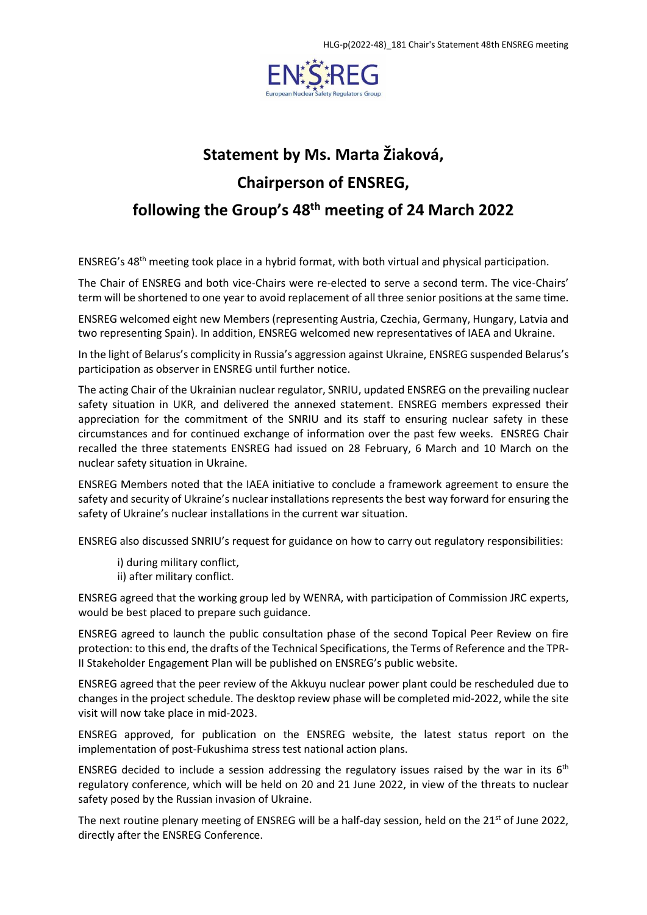# Statement by Ms. Marta Žiaková,

# Chairperson of ENSREG,

# following the Group's 48th meeting of 24 March 2022

ENSREG's 48th meeting took place in a hybrid format, with both virtual and physical participation.

The Chair of ENSREG and both vice-Chairs were re-elected to serve a second term. The vice-Chairs' term will be shortened to one year to avoid replacement of all three senior positions at the same time.

ENSREG welcomed eight new Members (representing Austria, Czechia, Germany, Hungary, Latvia and two representing Spain). In addition, ENSREG welcomed new representatives of IAEA and Ukraine.

In the light of Belarus's complicity in Russia's aggression against Ukraine, ENSREG suspended Belarus's participation as observer in ENSREG until further notice.

The acting Chair of the Ukrainian nuclear regulator, SNRIU, updated ENSREG on the prevailing nuclear safety situation in UKR, and delivered the annexed statement. ENSREG members expressed their appreciation for the commitment of the SNRIU and its staff to ensuring nuclear safety in these circumstances and for continued exchange of information over the past few weeks. ENSREG Chair recalled the three statements ENSREG had issued on 28 February, 6 March and 10 March on the nuclear safety situation in Ukraine.

ENSREG Members noted that the IAEA initiative to conclude a framework agreement to ensure the safety and security of Ukraine's nuclear installations represents the best way forward for ensuring the safety of Ukraine's nuclear installations in the current war situation.

ENSREG also discussed SNRIU's request for guidance on how to carry out regulatory responsibilities:

i) during military conflict,
ii) after military conflict.

ENSREG agreed that the working group led by WENRA, with participation of Commission JRC experts, would be best placed to prepare such guidance.

ENSREG agreed to launch the public consultation phase of the second Topical Peer Review on fire protection: to this end, the drafts of the Technical Specifications, the Terms of Reference and the TPR-II Stakeholder Engagement Plan will be published on ENSREG's public website.

ENSREG agreed that the peer review of the Akkuyu nuclear power plant could be rescheduled due to changes in the project schedule. The desktop review phase will be completed mid-2022, while the site visit will now take place in mid-2023.

ENSREG approved, for publication on the ENSREG website, the latest status report on the implementation of post-Fukushima stress test national action plans.

ENSREG decided to include a session addressing the regulatory issues raised by the war in its 6th regulatory conference, which will be held on 20 and 21 June 2022, in view of the threats to nuclear safety posed by the Russian invasion of Ukraine.

The next routine plenary meeting of ENSREG will be a half-day session, held on the 21st of June 2022, directly after the ENSREG Conference.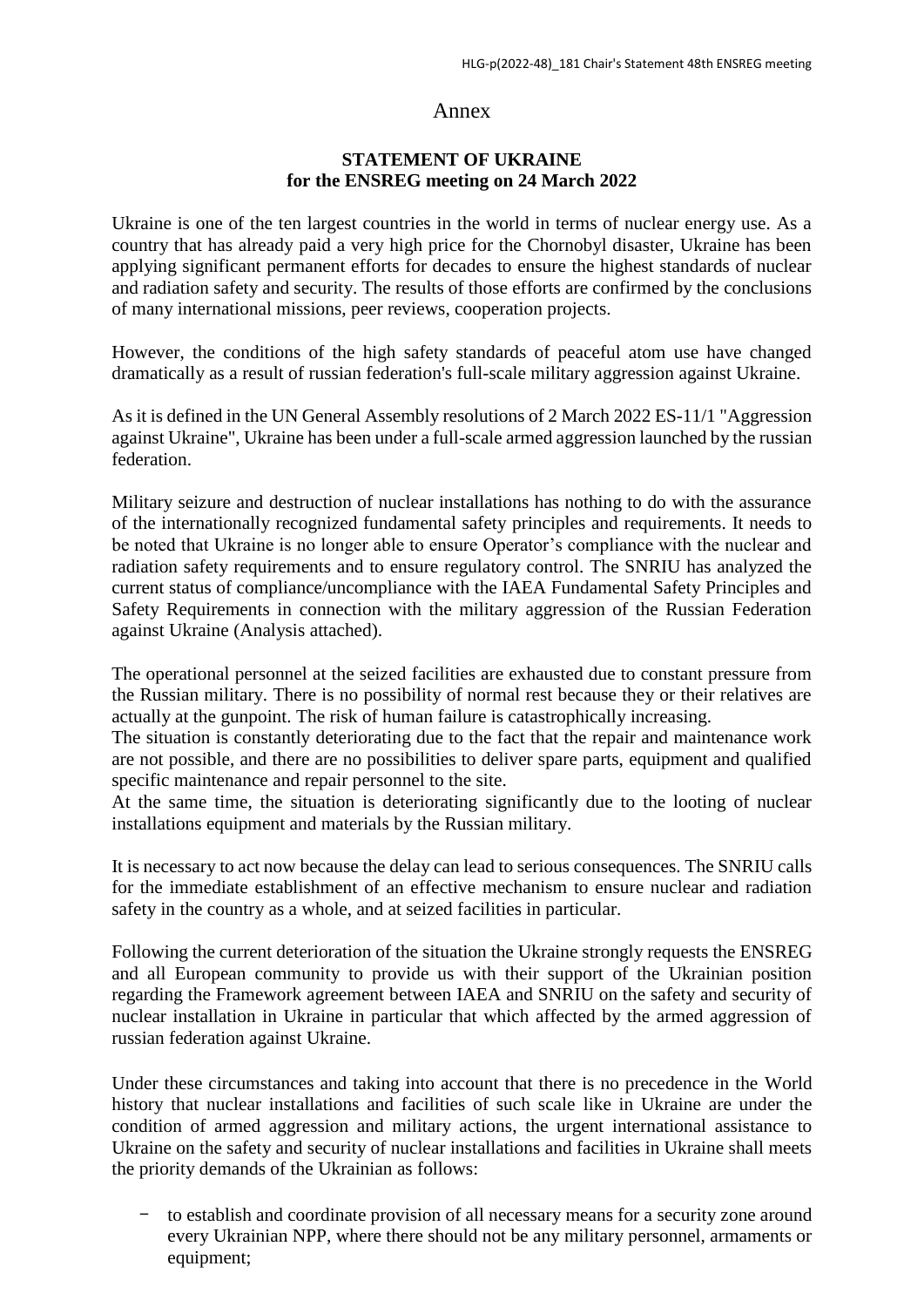# Annex

## STATEMENT OF UKRAINE for the ENSREG meeting on 24 March 2022

Ukraine is one of the ten largest countries in the world in terms of nuclear energy use. As a country that has already paid a very high price for the Chornobyl disaster, Ukraine has been applying significant permanent efforts for decades to ensure the highest standards of nuclear and radiation safety and security. The results of those efforts are confirmed by the conclusions of many international missions, peer reviews, cooperation projects.

However, the conditions of the high safety standards of peaceful atom use have changed dramatically as a result of russian federation's full-scale military aggression against Ukraine.

As it is defined in the UN General Assembly resolutions of 2 March 2022 ES-11/1 "Aggression against Ukraine", Ukraine has been under a full-scale armed aggression launched by the russian federation.

Military seizure and destruction of nuclear installations has nothing to do with the assurance of the internationally recognized fundamental safety principles and requirements. It needs to be noted that Ukraine is no longer able to ensure Operator's compliance with the nuclear and radiation safety requirements and to ensure regulatory control. The SNRIU has analyzed the current status of compliance/uncompliance with the IAEA Fundamental Safety Principles and Safety Requirements in connection with the military aggression of the Russian Federation against Ukraine (Analysis attached).

The operational personnel at the seized facilities are exhausted due to constant pressure from the Russian military. There is no possibility of normal rest because they or their relatives are actually at the gunpoint. The risk of human failure is catastrophically increasing.
The situation is constantly deteriorating due to the fact that the repair and maintenance work are not possible, and there are no possibilities to deliver spare parts, equipment and qualified specific maintenance and repair personnel to the site.
At the same time, the situation is deteriorating significantly due to the looting of nuclear installations equipment and materials by the Russian military.

It is necessary to act now because the delay can lead to serious consequences. The SNRIU calls for the immediate establishment of an effective mechanism to ensure nuclear and radiation safety in the country as a whole, and at seized facilities in particular.

Following the current deterioration of the situation the Ukraine strongly requests the ENSREG and all European community to provide us with their support of the Ukrainian position regarding the Framework agreement between IAEA and SNRIU on the safety and security of nuclear installation in Ukraine in particular that which affected by the armed aggression of russian federation against Ukraine.

Under these circumstances and taking into account that there is no precedence in the World history that nuclear installations and facilities of such scale like in Ukraine are under the condition of armed aggression and military actions, the urgent international assistance to Ukraine on the safety and security of nuclear installations and facilities in Ukraine shall meets the priority demands of the Ukrainian as follows:

- to establish and coordinate provision of all necessary means for a security zone around every Ukrainian NPP, where there should not be any military personnel, armaments or equipment;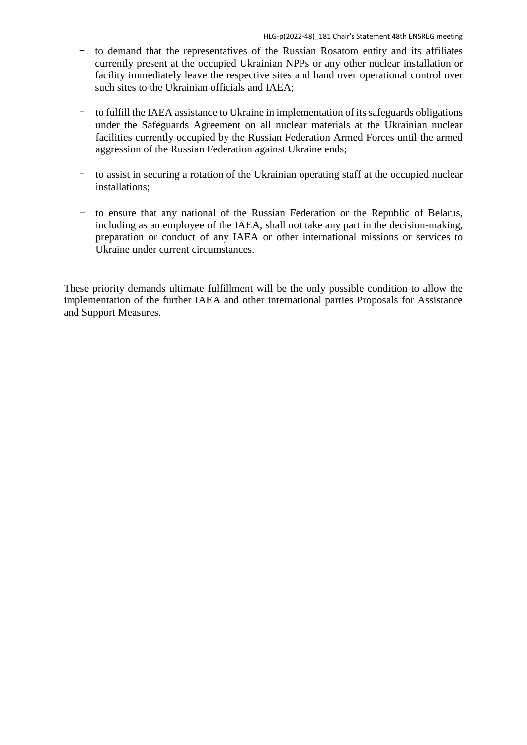- to demand that the representatives of the Russian Rosatom entity and its affiliates currently present at the occupied Ukrainian NPPs or any other nuclear installation or facility immediately leave the respective sites and hand over operational control over such sites to the Ukrainian officials and IAEA;

- to fulfill the IAEA assistance to Ukraine in implementation of its safeguards obligations under the Safeguards Agreement on all nuclear materials at the Ukrainian nuclear facilities currently occupied by the Russian Federation Armed Forces until the armed aggression of the Russian Federation against Ukraine ends;

- to assist in securing a rotation of the Ukrainian operating staff at the occupied nuclear installations;

- to ensure that any national of the Russian Federation or the Republic of Belarus, including as an employee of the IAEA, shall not take any part in the decision-making, preparation or conduct of any IAEA or other international missions or services to Ukraine under current circumstances.

These priority demands ultimate fulfillment will be the only possible condition to allow the implementation of the further IAEA and other international parties Proposals for Assistance and Support Measures.